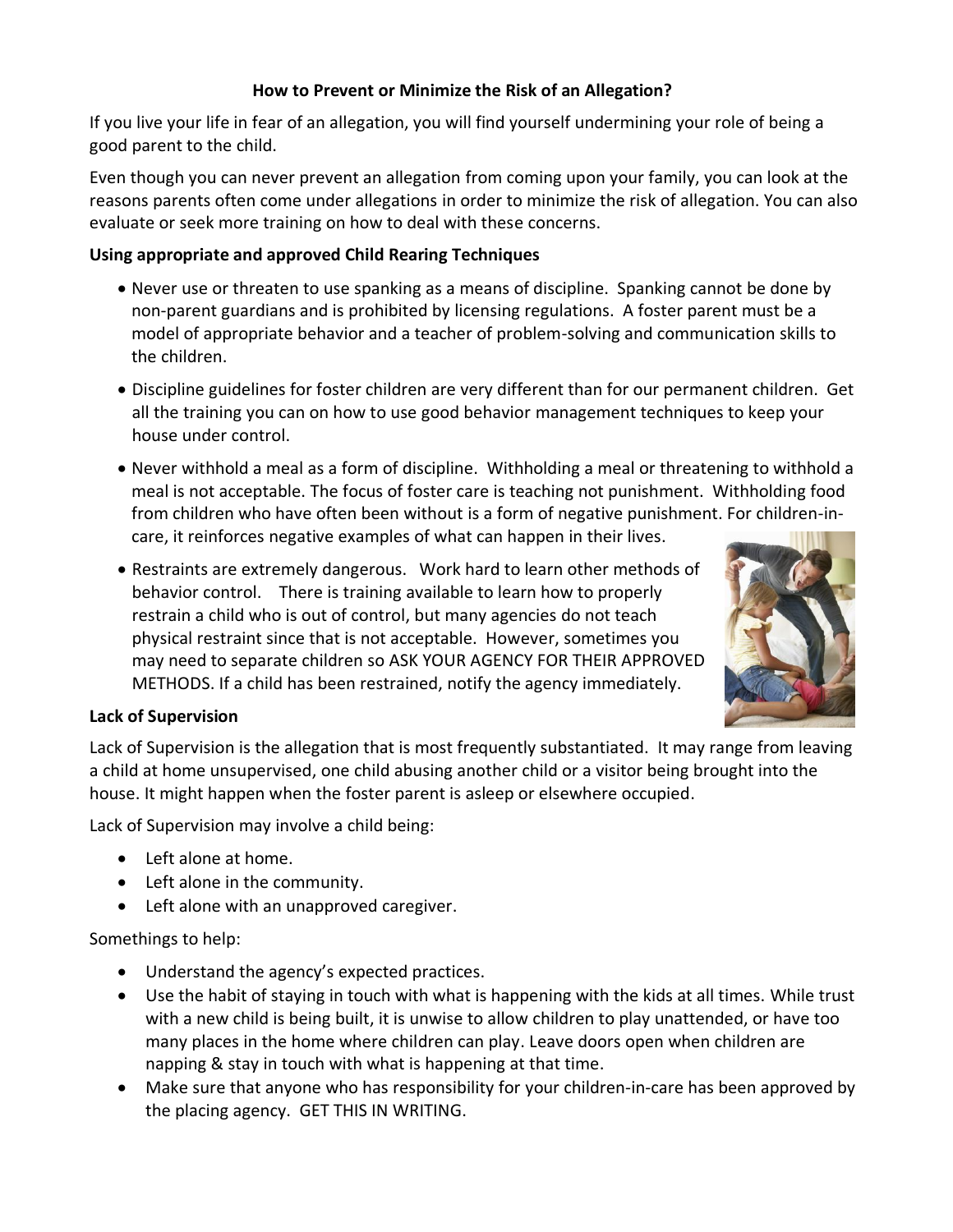### How to Prevent or Minimize the Risk of an Allegation?

If you live your life in fear of an allegation, you will find yourself undermining your role of being a good parent to the child.

Even though you can never prevent an allegation from coming upon your family, you can look at the reasons parents often come under allegations in order to minimize the risk of allegation. You can also evaluate or seek more training on how to deal with these concerns.

**Using appropriate and approved Child Rearing Techniques**

- Never use or threaten to use spanking as a means of discipline. Spanking cannot be done by non-parent guardians and is prohibited by licensing regulations. A foster parent must be a model of appropriate behavior and a teacher of problem-solving and communication skills to the children.
- Discipline guidelines for foster children are very different than for our permanent children. Get all the training you can on how to use good behavior management techniques to keep your house under control.
- Never withhold a meal as a form of discipline. Withholding a meal or threatening to withhold a meal is not acceptable. The focus of foster care is teaching not punishment. Withholding food from children who have often been without is a form of negative punishment. For children-in-care, it reinforces negative examples of what can happen in their lives.
- Restraints are extremely dangerous. Work hard to learn other methods of behavior control. There is training available to learn how to properly restrain a child who is out of control, but many agencies do not teach physical restraint since that is not acceptable. However, sometimes you may need to separate children so ASK YOUR AGENCY FOR THEIR APPROVED METHODS. If a child has been restrained, notify the agency immediately.

**Lack of Supervision**

Lack of Supervision is the allegation that is most frequently substantiated. It may range from leaving a child at home unsupervised, one child abusing another child or a visitor being brought into the house. It might happen when the foster parent is asleep or elsewhere occupied.

Lack of Supervision may involve a child being:

- Left alone at home.
- Left alone in the community.
- Left alone with an unapproved caregiver.

Somethings to help:

- Understand the agency's expected practices.
- Use the habit of staying in touch with what is happening with the kids at all times. While trust with a new child is being built, it is unwise to allow children to play unattended, or have too many places in the home where children can play. Leave doors open when children are napping & stay in touch with what is happening at that time.
- Make sure that anyone who has responsibility for your children-in-care has been approved by the placing agency. GET THIS IN WRITING.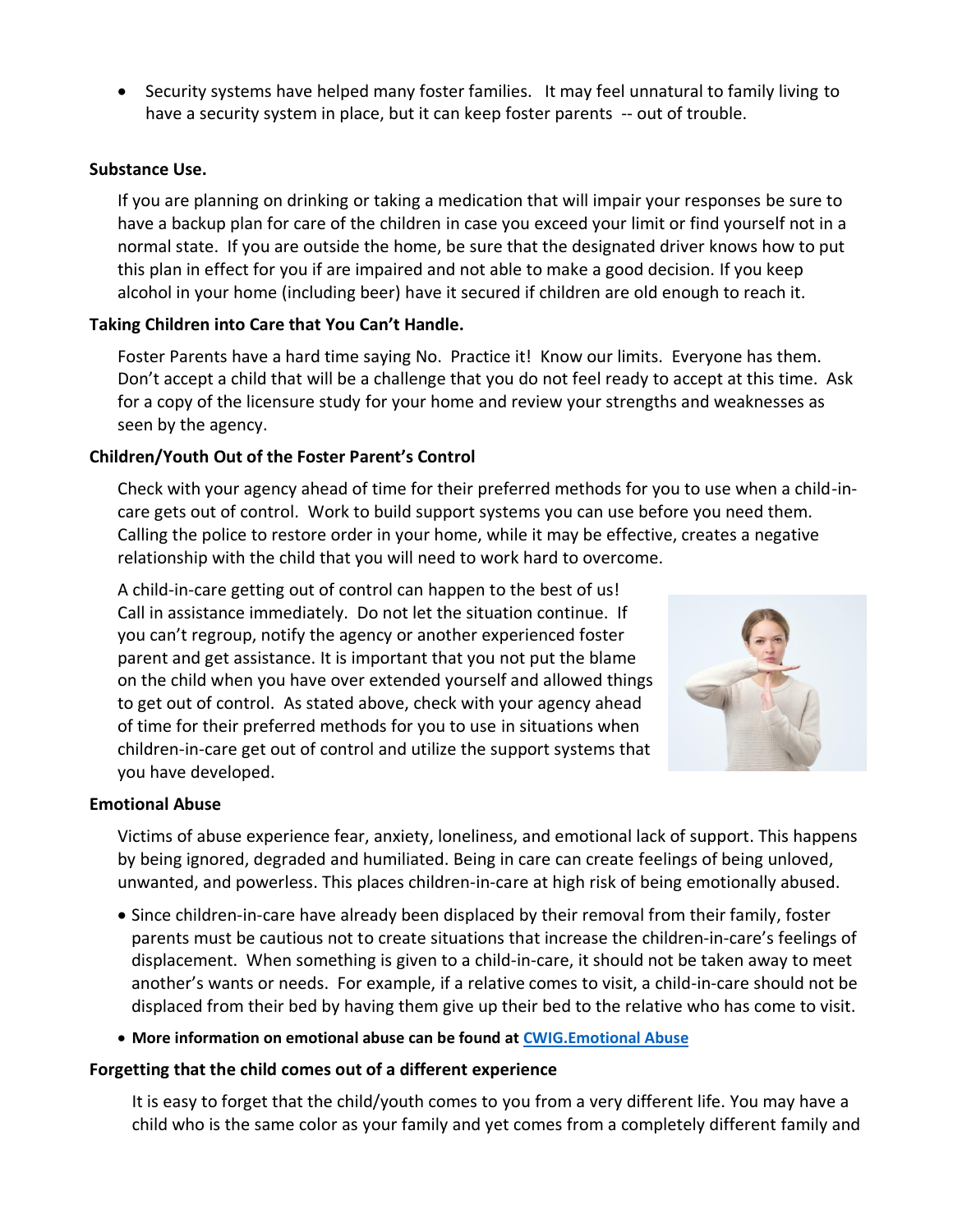- Security systems have helped many foster families. It may feel unnatural to family living to have a security system in place, but it can keep foster parents -- out of trouble.

**Substance Use.**

If you are planning on drinking or taking a medication that will impair your responses be sure to have a backup plan for care of the children in case you exceed your limit or find yourself not in a normal state. If you are outside the home, be sure that the designated driver knows how to put this plan in effect for you if are impaired and not able to make a good decision. If you keep alcohol in your home (including beer) have it secured if children are old enough to reach it.

**Taking Children into Care that You Can't Handle.**

Foster Parents have a hard time saying No. Practice it! Know our limits. Everyone has them. Don't accept a child that will be a challenge that you do not feel ready to accept at this time. Ask for a copy of the licensure study for your home and review your strengths and weaknesses as seen by the agency.

**Children/Youth Out of the Foster Parent's Control**

Check with your agency ahead of time for their preferred methods for you to use when a child-in-care gets out of control. Work to build support systems you can use before you need them. Calling the police to restore order in your home, while it may be effective, creates a negative relationship with the child that you will need to work hard to overcome.

A child-in-care getting out of control can happen to the best of us! Call in assistance immediately. Do not let the situation continue. If you can't regroup, notify the agency or another experienced foster parent and get assistance. It is important that you not put the blame on the child when you have over extended yourself and allowed things to get out of control. As stated above, check with your agency ahead of time for their preferred methods for you to use in situations when children-in-care get out of control and utilize the support systems that you have developed.

**Emotional Abuse**

Victims of abuse experience fear, anxiety, loneliness, and emotional lack of support. This happens by being ignored, degraded and humiliated. Being in care can create feelings of being unloved, unwanted, and powerless. This places children-in-care at high risk of being emotionally abused.

- Since children-in-care have already been displaced by their removal from their family, foster parents must be cautious not to create situations that increase the children-in-care's feelings of displacement. When something is given to a child-in-care, it should not be taken away to meet another's wants or needs. For example, if a relative comes to visit, a child-in-care should not be displaced from their bed by having them give up their bed to the relative who has come to visit.
- **More information on emotional abuse can be found at CWIG.Emotional Abuse**

**Forgetting that the child comes out of a different experience**

It is easy to forget that the child/youth comes to you from a very different life. You may have a child who is the same color as your family and yet comes from a completely different family and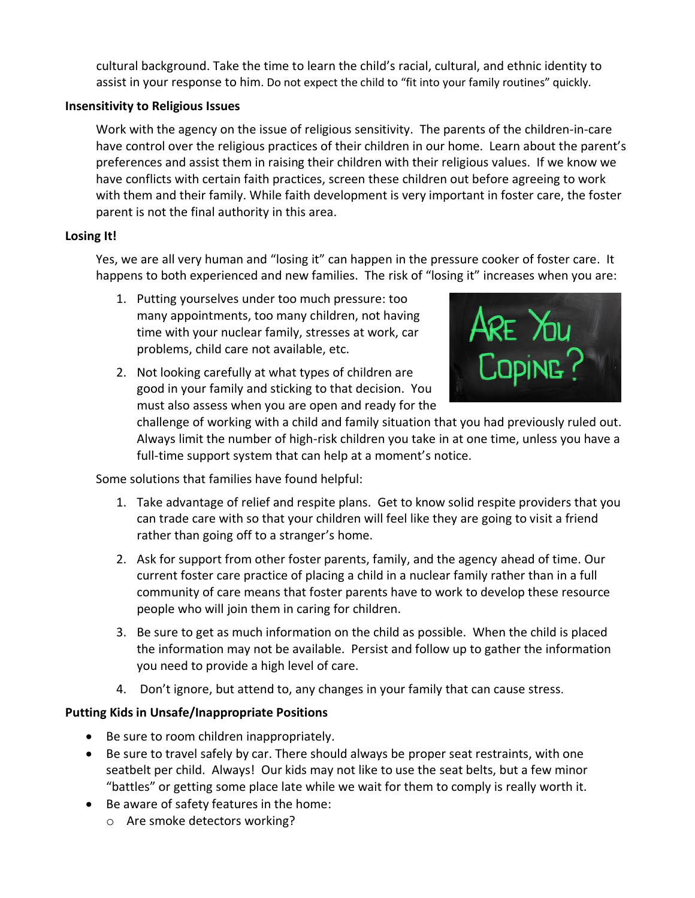cultural background. Take the time to learn the child's racial, cultural, and ethnic identity to assist in your response to him. Do not expect the child to "fit into your family routines" quickly.

**Insensitivity to Religious Issues**

Work with the agency on the issue of religious sensitivity. The parents of the children-in-care have control over the religious practices of their children in our home. Learn about the parent's preferences and assist them in raising their children with their religious values. If we know we have conflicts with certain faith practices, screen these children out before agreeing to work with them and their family. While faith development is very important in foster care, the foster parent is not the final authority in this area.

**Losing It!**

Yes, we are all very human and "losing it" can happen in the pressure cooker of foster care. It happens to both experienced and new families. The risk of "losing it" increases when you are:

1. Putting yourselves under too much pressure: too many appointments, too many children, not having time with your nuclear family, stresses at work, car problems, child care not available, etc.
2. Not looking carefully at what types of children are good in your family and sticking to that decision. You must also assess when you are open and ready for the challenge of working with a child and family situation that you had previously ruled out. Always limit the number of high-risk children you take in at one time, unless you have a full-time support system that can help at a moment's notice.

Some solutions that families have found helpful:

1. Take advantage of relief and respite plans. Get to know solid respite providers that you can trade care with so that your children will feel like they are going to visit a friend rather than going off to a stranger's home.
2. Ask for support from other foster parents, family, and the agency ahead of time. Our current foster care practice of placing a child in a nuclear family rather than in a full community of care means that foster parents have to work to develop these resource people who will join them in caring for children.
3. Be sure to get as much information on the child as possible. When the child is placed the information may not be available. Persist and follow up to gather the information you need to provide a high level of care.
4. Don't ignore, but attend to, any changes in your family that can cause stress.

**Putting Kids in Unsafe/Inappropriate Positions**

- Be sure to room children inappropriately.
- Be sure to travel safely by car. There should always be proper seat restraints, with one seatbelt per child. Always! Our kids may not like to use the seat belts, but a few minor "battles" or getting some place late while we wait for them to comply is really worth it.
- Be aware of safety features in the home:
  - Are smoke detectors working?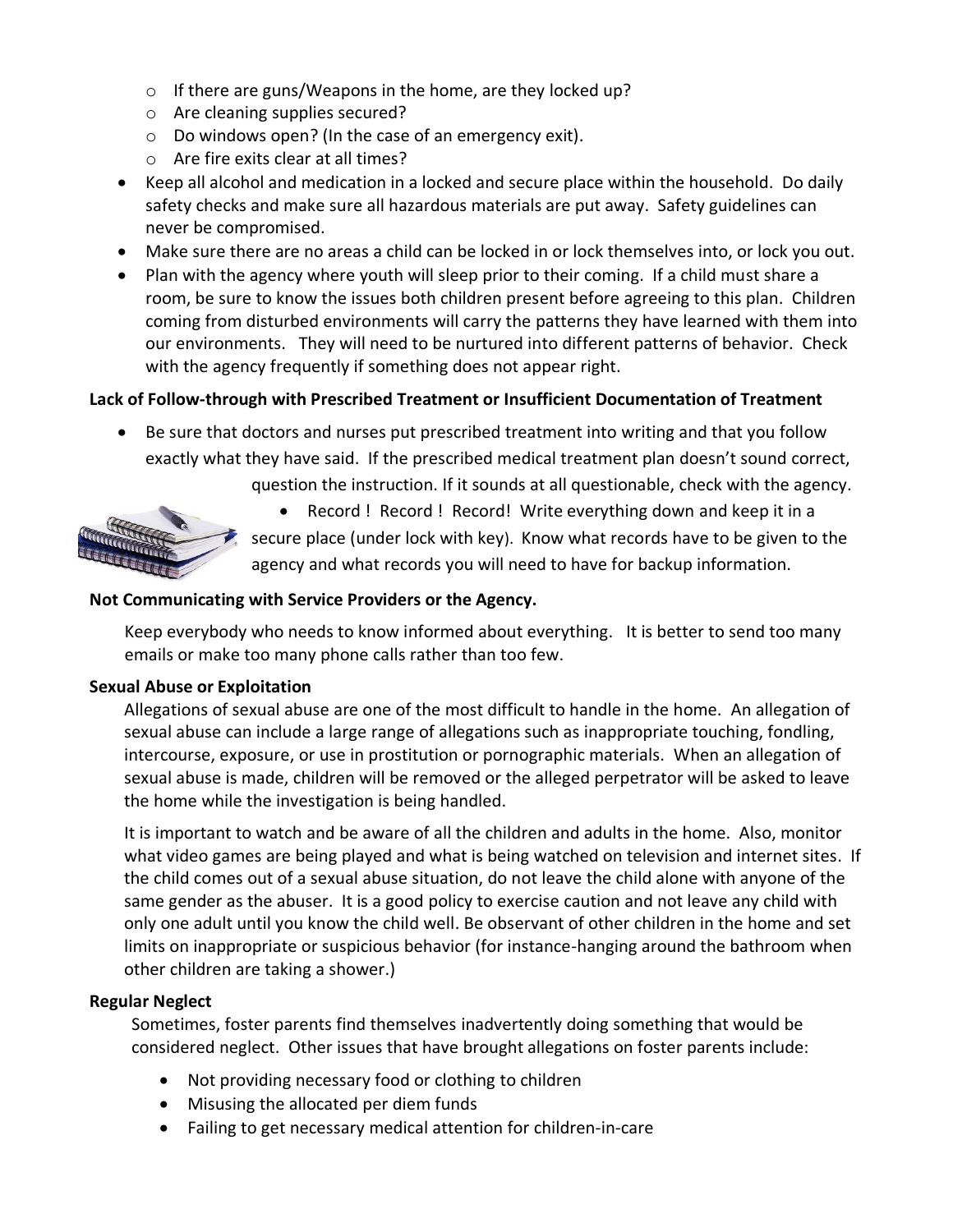- If there are guns/Weapons in the home, are they locked up?
  - Are cleaning supplies secured?
  - Do windows open? (In the case of an emergency exit).
  - Are fire exits clear at all times?
- Keep all alcohol and medication in a locked and secure place within the household. Do daily safety checks and make sure all hazardous materials are put away. Safety guidelines can never be compromised.
- Make sure there are no areas a child can be locked in or lock themselves into, or lock you out.
- Plan with the agency where youth will sleep prior to their coming. If a child must share a room, be sure to know the issues both children present before agreeing to this plan. Children coming from disturbed environments will carry the patterns they have learned with them into our environments. They will need to be nurtured into different patterns of behavior. Check with the agency frequently if something does not appear right.

**Lack of Follow-through with Prescribed Treatment or Insufficient Documentation of Treatment**

- Be sure that doctors and nurses put prescribed treatment into writing and that you follow exactly what they have said. If the prescribed medical treatment plan doesn't sound correct, question the instruction. If it sounds at all questionable, check with the agency.
- Record ! Record ! Record! Write everything down and keep it in a secure place (under lock with key). Know what records have to be given to the agency and what records you will need to have for backup information.

**Not Communicating with Service Providers or the Agency.**

Keep everybody who needs to know informed about everything. It is better to send too many emails or make too many phone calls rather than too few.

**Sexual Abuse or Exploitation**

Allegations of sexual abuse are one of the most difficult to handle in the home. An allegation of sexual abuse can include a large range of allegations such as inappropriate touching, fondling, intercourse, exposure, or use in prostitution or pornographic materials. When an allegation of sexual abuse is made, children will be removed or the alleged perpetrator will be asked to leave the home while the investigation is being handled.

It is important to watch and be aware of all the children and adults in the home. Also, monitor what video games are being played and what is being watched on television and internet sites. If the child comes out of a sexual abuse situation, do not leave the child alone with anyone of the same gender as the abuser. It is a good policy to exercise caution and not leave any child with only one adult until you know the child well. Be observant of other children in the home and set limits on inappropriate or suspicious behavior (for instance-hanging around the bathroom when other children are taking a shower.)

**Regular Neglect**

Sometimes, foster parents find themselves inadvertently doing something that would be considered neglect. Other issues that have brought allegations on foster parents include:

- Not providing necessary food or clothing to children
- Misusing the allocated per diem funds
- Failing to get necessary medical attention for children-in-care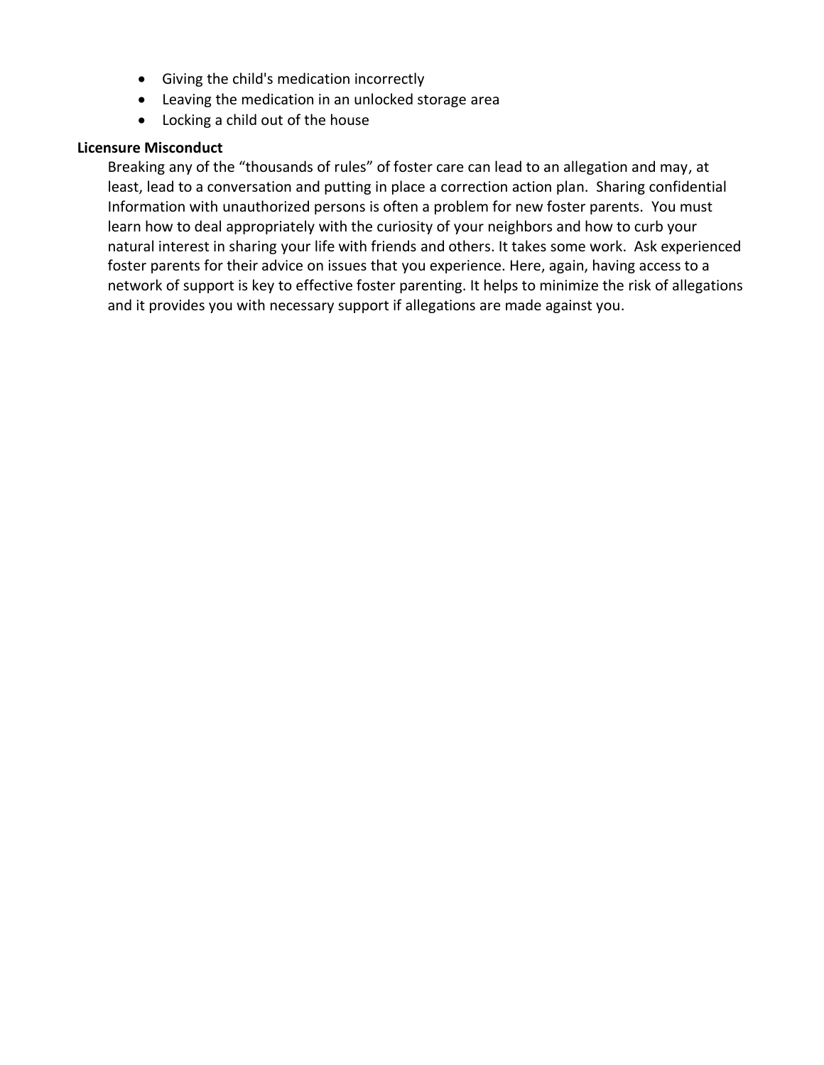- Giving the child's medication incorrectly
- Leaving the medication in an unlocked storage area
- Locking a child out of the house

**Licensure Misconduct**

Breaking any of the "thousands of rules" of foster care can lead to an allegation and may, at least, lead to a conversation and putting in place a correction action plan. Sharing confidential Information with unauthorized persons is often a problem for new foster parents. You must learn how to deal appropriately with the curiosity of your neighbors and how to curb your natural interest in sharing your life with friends and others. It takes some work. Ask experienced foster parents for their advice on issues that you experience. Here, again, having access to a network of support is key to effective foster parenting. It helps to minimize the risk of allegations and it provides you with necessary support if allegations are made against you.